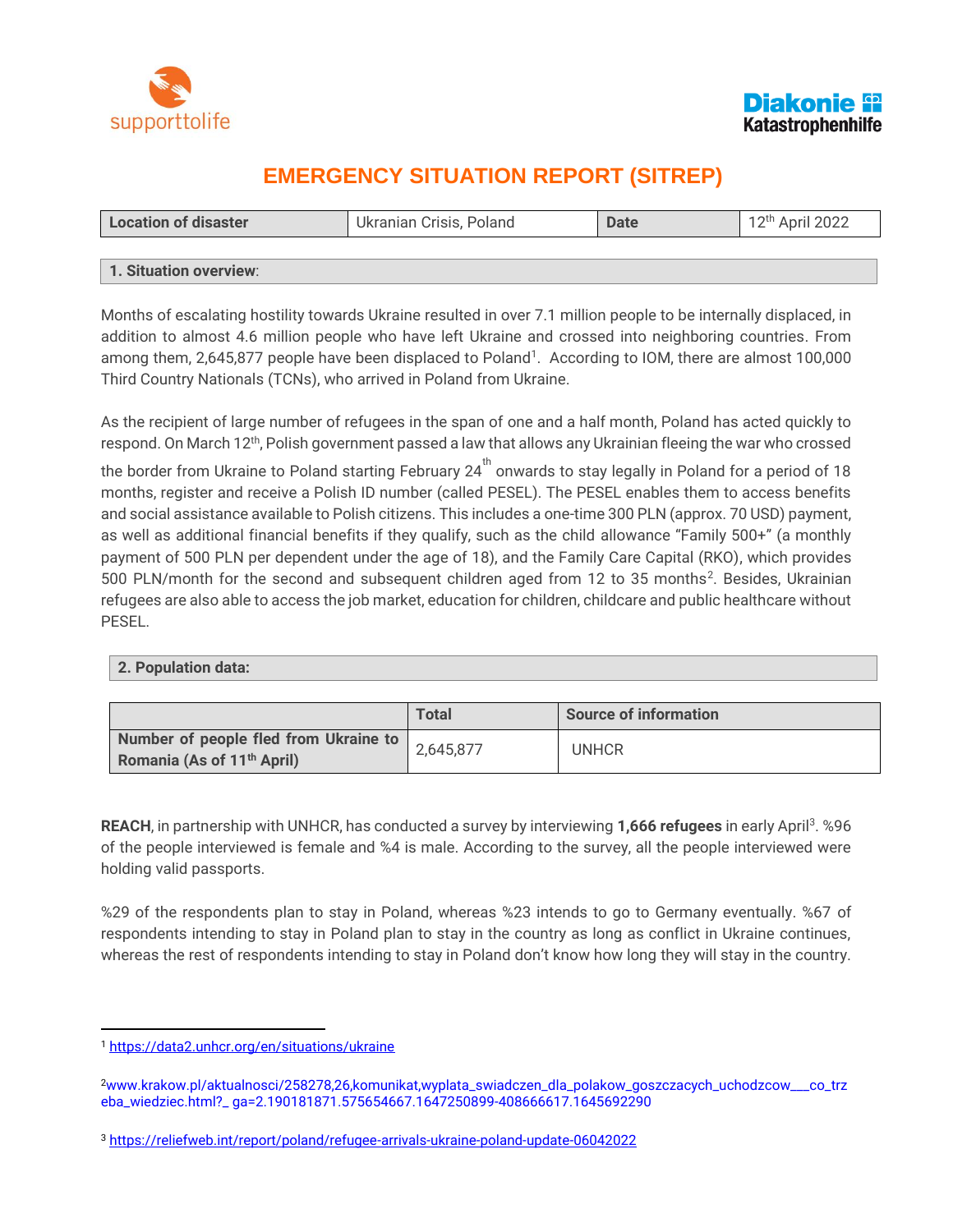supporttolife

Diakonie Katastrophenhilfe

# EMERGENCY SITUATION REPORT (SITREP)

| Location of disaster | Ukranian Crisis, Poland | Date | 12th April 2022 |
|---|---|---|---|

## 1. Situation overview:

Months of escalating hostility towards Ukraine resulted in over 7.1 million people to be internally displaced, in addition to almost 4.6 million people who have left Ukraine and crossed into neighboring countries. From among them, 2,645,877 people have been displaced to Poland[1]. According to IOM, there are almost 100,000 Third Country Nationals (TCNs), who arrived in Poland from Ukraine.

As the recipient of large number of refugees in the span of one and a half month, Poland has acted quickly to respond. On March 12th, Polish government passed a law that allows any Ukrainian fleeing the war who crossed the border from Ukraine to Poland starting February 24th onwards to stay legally in Poland for a period of 18 months, register and receive a Polish ID number (called PESEL). The PESEL enables them to access benefits and social assistance available to Polish citizens. This includes a one-time 300 PLN (approx. 70 USD) payment, as well as additional financial benefits if they qualify, such as the child allowance "Family 500+" (a monthly payment of 500 PLN per dependent under the age of 18), and the Family Care Capital (RKO), which provides 500 PLN/month for the second and subsequent children aged from 12 to 35 months[2]. Besides, Ukrainian refugees are also able to access the job market, education for children, childcare and public healthcare without PESEL.

## 2. Population data:

| | Total | Source of information |
|---|---|---|
| **Number of people fled from Ukraine to Romania (As of 11th April)** | 2,645,877 | UNHCR |

**REACH**, in partnership with UNHCR, has conducted a survey by interviewing **1,666 refugees** in early April[3]. %96 of the people interviewed is female and %4 is male. According to the survey, all the people interviewed were holding valid passports.

%29 of the respondents plan to stay in Poland, whereas %23 intends to go to Germany eventually. %67 of respondents intending to stay in Poland plan to stay in the country as long as conflict in Ukraine continues, whereas the rest of respondents intending to stay in Poland don't know how long they will stay in the country.

---

[1] https://data2.unhcr.org/en/situations/ukraine

[2] www.krakow.pl/aktualnosci/258278,26,komunikat,wyplata_swiadczen_dla_polakow_goszczacych_uchodzcow___co_trzeba_wiedziec.html?_ ga=2.190181871.575654667.1647250899-408666617.1645692290

[3] https://reliefweb.int/report/poland/refugee-arrivals-ukraine-poland-update-06042022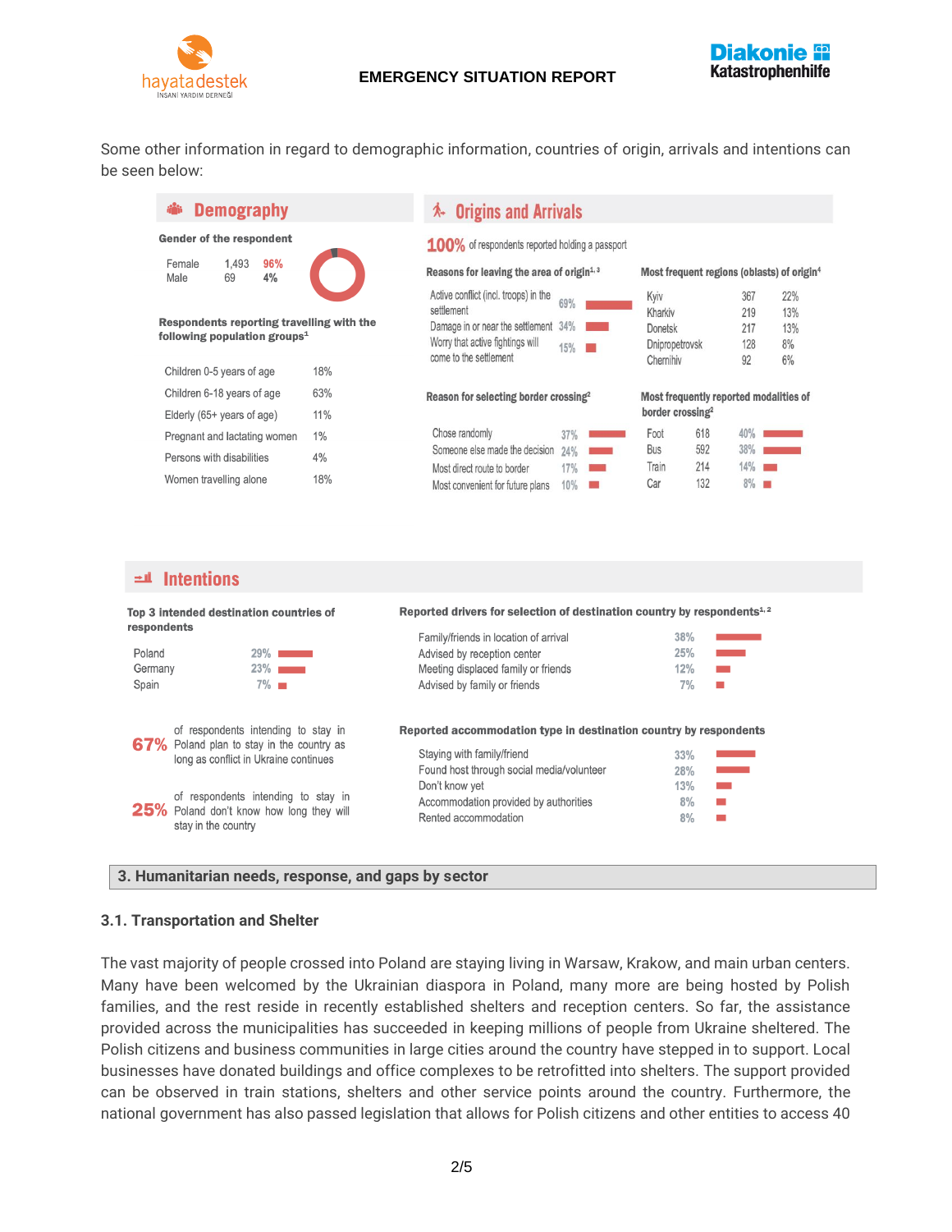Some other information in regard to demographic information, countries of origin, arrivals and intentions can be seen below:

## Demography

**Gender of the respondent**

| | | |
|---|---|---|
| Female | 1,493 | 96% |
| Male | 69 | 4% |

**Respondents reporting travelling with the following population groups[1]**

| | |
|---|---|
| Children 0-5 years of age | 18% |
| Children 6-18 years of age | 63% |
| Elderly (65+ years of age) | 11% |
| Pregnant and lactating women | 1% |
| Persons with disabilities | 4% |
| Women travelling alone | 18% |

## Origins and Arrivals

**100%** of respondents reported holding a passport

**Reasons for leaving the area of origin[1, 3]**

| | |
|---|---|
| Active conflict (incl. troops) in the settlement | 69% |
| Damage in or near the settlement | 34% |
| Worry that active fightings will come to the settlement | 15% |

**Most frequent regions (oblasts) of origin[4]**

| | | |
|---|---|---|
| Kyiv | 367 | 22% |
| Kharkiv | 219 | 13% |
| Donetsk | 217 | 13% |
| Dnipropetrovsk | 128 | 8% |
| Chernihiv | 92 | 6% |

**Reason for selecting border crossing[2]**

| | |
|---|---|
| Chose randomly | 37% |
| Someone else made the decision | 24% |
| Most direct route to border | 17% |
| Most convenient for future plans | 10% |

**Most frequently reported modalities of border crossing[2]**

| | | |
|---|---|---|
| Foot | 618 | 40% |
| Bus | 592 | 38% |
| Train | 214 | 14% |
| Car | 132 | 8% |

## Intentions

**Top 3 intended destination countries of respondents**

| | |
|---|---|
| Poland | 29% |
| Germany | 23% |
| Spain | 7% |

**67%** of respondents intending to stay in Poland plan to stay in the country as long as conflict in Ukraine continues

**25%** of respondents intending to stay in Poland don't know how long they will stay in the country

**Reported drivers for selection of destination country by respondents[1, 2]**

| | |
|---|---|
| Family/friends in location of arrival | 38% |
| Advised by reception center | 25% |
| Meeting displaced family or friends | 12% |
| Advised by family or friends | 7% |

**Reported accommodation type in destination country by respondents**

| | |
|---|---|
| Staying with family/friend | 33% |
| Found host through social media/volunteer | 28% |
| Don't know yet | 13% |
| Accommodation provided by authorities | 8% |
| Rented accommodation | 8% |

## 3. Humanitarian needs, response, and gaps by sector

### 3.1. Transportation and Shelter

The vast majority of people crossed into Poland are staying living in Warsaw, Krakow, and main urban centers. Many have been welcomed by the Ukrainian diaspora in Poland, many more are being hosted by Polish families, and the rest reside in recently established shelters and reception centers. So far, the assistance provided across the municipalities has succeeded in keeping millions of people from Ukraine sheltered. The Polish citizens and business communities in large cities around the country have stepped in to support. Local businesses have donated buildings and office complexes to be retrofitted into shelters. The support provided can be observed in train stations, shelters and other service points around the country. Furthermore, the national government has also passed legislation that allows for Polish citizens and other entities to access 40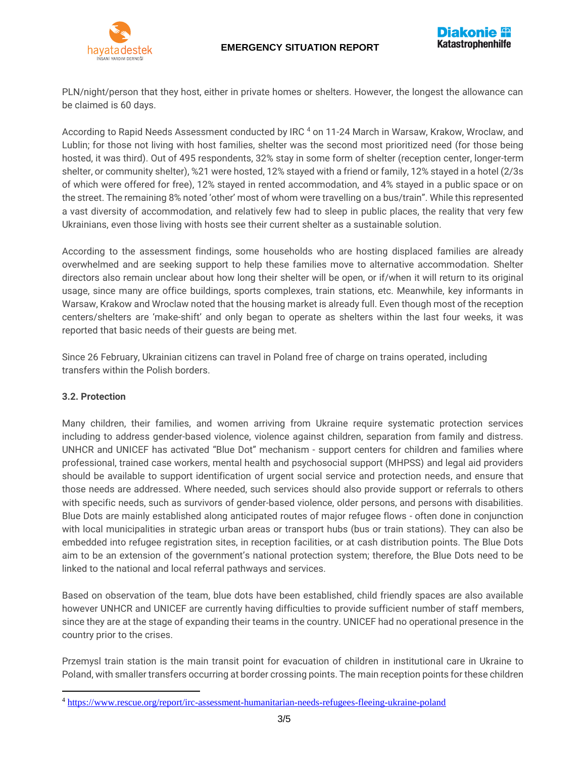PLN/night/person that they host, either in private homes or shelters. However, the longest the allowance can be claimed is 60 days.

According to Rapid Needs Assessment conducted by IRC [4] on 11-24 March in Warsaw, Krakow, Wroclaw, and Lublin; for those not living with host families, shelter was the second most prioritized need (for those being hosted, it was third). Out of 495 respondents, 32% stay in some form of shelter (reception center, longer-term shelter, or community shelter), %21 were hosted, 12% stayed with a friend or family, 12% stayed in a hotel (2/3s of which were offered for free), 12% stayed in rented accommodation, and 4% stayed in a public space or on the street. The remaining 8% noted 'other' most of whom were travelling on a bus/train". While this represented a vast diversity of accommodation, and relatively few had to sleep in public places, the reality that very few Ukrainians, even those living with hosts see their current shelter as a sustainable solution.

According to the assessment findings, some households who are hosting displaced families are already overwhelmed and are seeking support to help these families move to alternative accommodation. Shelter directors also remain unclear about how long their shelter will be open, or if/when it will return to its original usage, since many are office buildings, sports complexes, train stations, etc. Meanwhile, key informants in Warsaw, Krakow and Wroclaw noted that the housing market is already full. Even though most of the reception centers/shelters are 'make-shift' and only began to operate as shelters within the last four weeks, it was reported that basic needs of their guests are being met.

Since 26 February, Ukrainian citizens can travel in Poland free of charge on trains operated, including transfers within the Polish borders.

### 3.2. Protection

Many children, their families, and women arriving from Ukraine require systematic protection services including to address gender-based violence, violence against children, separation from family and distress. UNHCR and UNICEF has activated "Blue Dot" mechanism - support centers for children and families where professional, trained case workers, mental health and psychosocial support (MHPSS) and legal aid providers should be available to support identification of urgent social service and protection needs, and ensure that those needs are addressed. Where needed, such services should also provide support or referrals to others with specific needs, such as survivors of gender-based violence, older persons, and persons with disabilities. Blue Dots are mainly established along anticipated routes of major refugee flows - often done in conjunction with local municipalities in strategic urban areas or transport hubs (bus or train stations). They can also be embedded into refugee registration sites, in reception facilities, or at cash distribution points. The Blue Dots aim to be an extension of the government's national protection system; therefore, the Blue Dots need to be linked to the national and local referral pathways and services.

Based on observation of the team, blue dots have been established, child friendly spaces are also available however UNHCR and UNICEF are currently having difficulties to provide sufficient number of staff members, since they are at the stage of expanding their teams in the country. UNICEF had no operational presence in the country prior to the crises.

Przemysl train station is the main transit point for evacuation of children in institutional care in Ukraine to Poland, with smaller transfers occurring at border crossing points. The main reception points for these children

---

[4] https://www.rescue.org/report/irc-assessment-humanitarian-needs-refugees-fleeing-ukraine-poland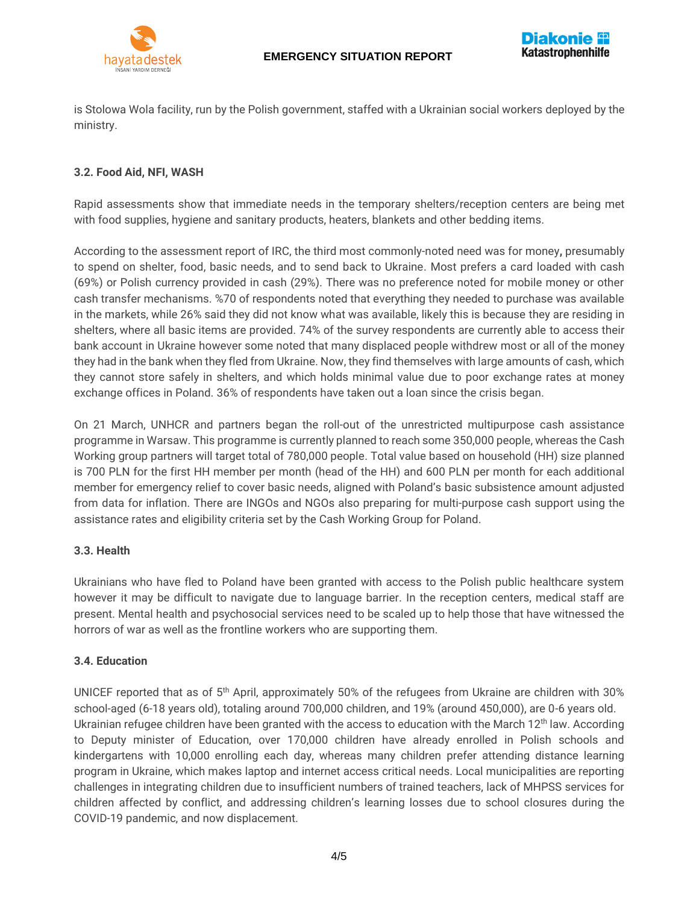is Stolowa Wola facility, run by the Polish government, staffed with a Ukrainian social workers deployed by the ministry.

### 3.2. Food Aid, NFI, WASH

Rapid assessments show that immediate needs in the temporary shelters/reception centers are being met with food supplies, hygiene and sanitary products, heaters, blankets and other bedding items.

According to the assessment report of IRC, the third most commonly-noted need was for money**,** presumably to spend on shelter, food, basic needs, and to send back to Ukraine. Most prefers a card loaded with cash (69%) or Polish currency provided in cash (29%). There was no preference noted for mobile money or other cash transfer mechanisms. %70 of respondents noted that everything they needed to purchase was available in the markets, while 26% said they did not know what was available, likely this is because they are residing in shelters, where all basic items are provided. 74% of the survey respondents are currently able to access their bank account in Ukraine however some noted that many displaced people withdrew most or all of the money they had in the bank when they fled from Ukraine. Now, they find themselves with large amounts of cash, which they cannot store safely in shelters, and which holds minimal value due to poor exchange rates at money exchange offices in Poland. 36% of respondents have taken out a loan since the crisis began.

On 21 March, UNHCR and partners began the roll-out of the unrestricted multipurpose cash assistance programme in Warsaw. This programme is currently planned to reach some 350,000 people, whereas the Cash Working group partners will target total of 780,000 people. Total value based on household (HH) size planned is 700 PLN for the first HH member per month (head of the HH) and 600 PLN per month for each additional member for emergency relief to cover basic needs, aligned with Poland's basic subsistence amount adjusted from data for inflation. There are INGOs and NGOs also preparing for multi-purpose cash support using the assistance rates and eligibility criteria set by the Cash Working Group for Poland.

### 3.3. Health

Ukrainians who have fled to Poland have been granted with access to the Polish public healthcare system however it may be difficult to navigate due to language barrier. In the reception centers, medical staff are present. Mental health and psychosocial services need to be scaled up to help those that have witnessed the horrors of war as well as the frontline workers who are supporting them.

### 3.4. Education

UNICEF reported that as of 5th April, approximately 50% of the refugees from Ukraine are children with 30% school-aged (6-18 years old), totaling around 700,000 children, and 19% (around 450,000), are 0-6 years old. Ukrainian refugee children have been granted with the access to education with the March 12th law. According to Deputy minister of Education, over 170,000 children have already enrolled in Polish schools and kindergartens with 10,000 enrolling each day, whereas many children prefer attending distance learning program in Ukraine, which makes laptop and internet access critical needs. Local municipalities are reporting challenges in integrating children due to insufficient numbers of trained teachers, lack of MHPSS services for children affected by conflict, and addressing children's learning losses due to school closures during the COVID-19 pandemic, and now displacement.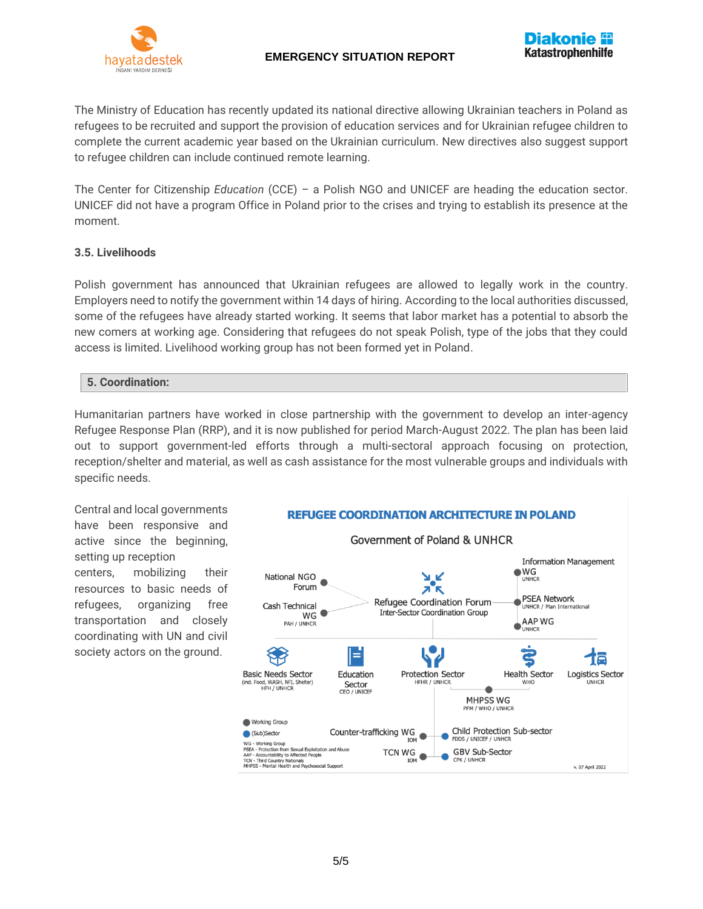The Ministry of Education has recently updated its national directive allowing Ukrainian teachers in Poland as refugees to be recruited and support the provision of education services and for Ukrainian refugee children to complete the current academic year based on the Ukrainian curriculum. New directives also suggest support to refugee children can include continued remote learning.

The Center for Citizenship *Education* (CCE) – a Polish NGO and UNICEF are heading the education sector. UNICEF did not have a program Office in Poland prior to the crises and trying to establish its presence at the moment.

### 3.5. Livelihoods

Polish government has announced that Ukrainian refugees are allowed to legally work in the country. Employers need to notify the government within 14 days of hiring. According to the local authorities discussed, some of the refugees have already started working. It seems that labor market has a potential to absorb the new comers at working age. Considering that refugees do not speak Polish, type of the jobs that they could access is limited. Livelihood working group has not been formed yet in Poland.

## 5. Coordination:

Humanitarian partners have worked in close partnership with the government to develop an inter-agency Refugee Response Plan (RRP), and it is now published for period March-August 2022. The plan has been laid out to support government-led efforts through a multi-sectoral approach focusing on protection, reception/shelter and material, as well as cash assistance for the most vulnerable groups and individuals with specific needs.

Central and local governments have been responsive and active since the beginning, setting up reception centers, mobilizing their resources to basic needs of refugees, organizing free transportation and closely coordinating with UN and civil society actors on the ground.

REFUGEE COORDINATION ARCHITECTURE IN POLAND

Government of Poland & UNHCR

National NGO Forum

Cash Technical WG
PAH / UNHCR

Refugee Coordination Forum
Inter-Sector Coordination Group

Information Management WG
UNHCR

PSEA Network
UNHCR / Plan International

AAP WG
UNHCR

Basic Needs Sector
(incl. Food, WASH, NFI, Shelter)
HFH / UNHCR

Education Sector
CEO / UNICEF

Protection Sector
HFHR / UNHCR

Health Sector
WHO

Logistics Sector
UNHCR

MHPSS WG
PFM / WHO / UNHCR

Counter-trafficking WG
IOM

Child Protection Sub-sector
FDDS / UNICEF / UNHCR

TCN WG
IOM

GBV Sub-Sector
CPK / UNHCR

Working Group
(Sub)Sector

WG - Working Group
PSEA - Protection from Sexual Exploitation and Abuse
AAP - Accountability to Affected People
TCN - Third Country Nationals
MHPSS - Mental Health and Psychosocial Support

v. 07 April 2022